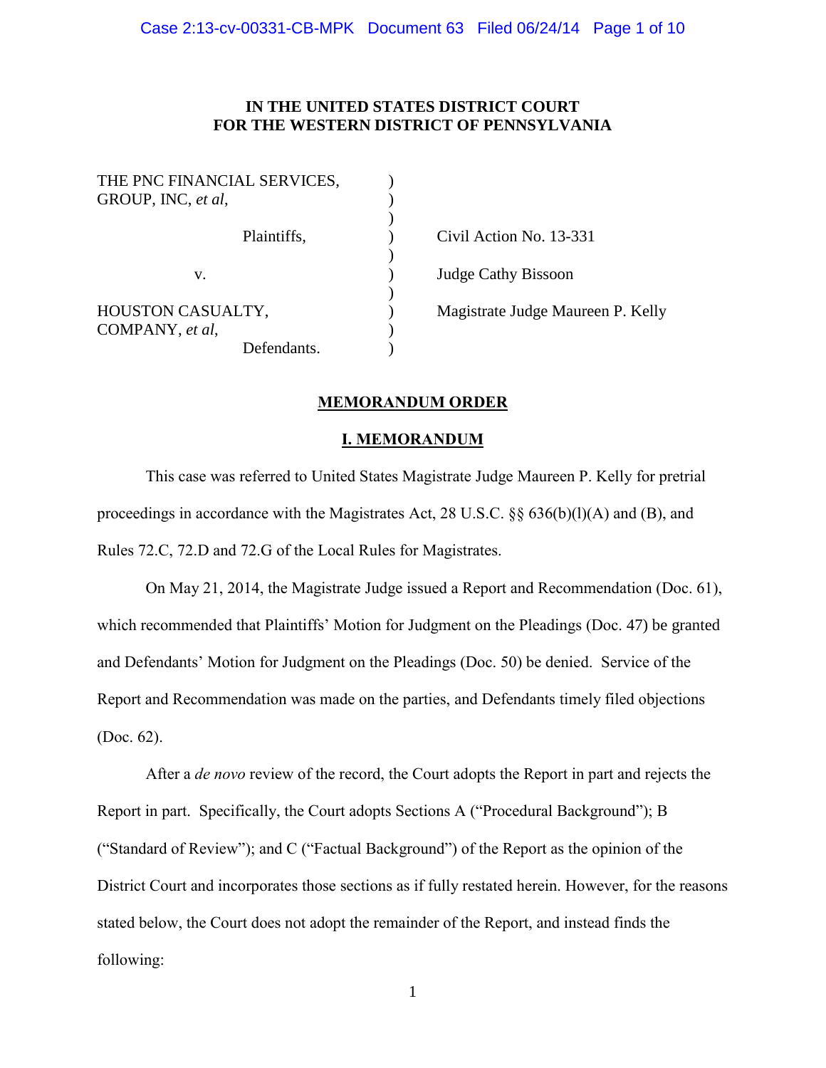**IN THE UNITED STATES DISTRICT COURT**
**FOR THE WESTERN DISTRICT OF PENNSYLVANIA**

| | | |
|---|---|---|
| THE PNC FINANCIAL SERVICES, GROUP, INC, *et al*, | ) | |
| Plaintiffs, | ) | Civil Action No. 13-331 |
| v. | ) | Judge Cathy Bissoon |
| HOUSTON CASUALTY, COMPANY, *et al*, | ) | Magistrate Judge Maureen P. Kelly |
| Defendants. | ) | |

## MEMORANDUM ORDER

### I. MEMORANDUM

This case was referred to United States Magistrate Judge Maureen P. Kelly for pretrial proceedings in accordance with the Magistrates Act, 28 U.S.C. §§ 636(b)(l)(A) and (B), and Rules 72.C, 72.D and 72.G of the Local Rules for Magistrates.

On May 21, 2014, the Magistrate Judge issued a Report and Recommendation (Doc. 61), which recommended that Plaintiffs' Motion for Judgment on the Pleadings (Doc. 47) be granted and Defendants' Motion for Judgment on the Pleadings (Doc. 50) be denied. Service of the Report and Recommendation was made on the parties, and Defendants timely filed objections (Doc. 62).

After a *de novo* review of the record, the Court adopts the Report in part and rejects the Report in part. Specifically, the Court adopts Sections A ("Procedural Background"); B ("Standard of Review"); and C ("Factual Background") of the Report as the opinion of the District Court and incorporates those sections as if fully restated herein. However, for the reasons stated below, the Court does not adopt the remainder of the Report, and instead finds the following: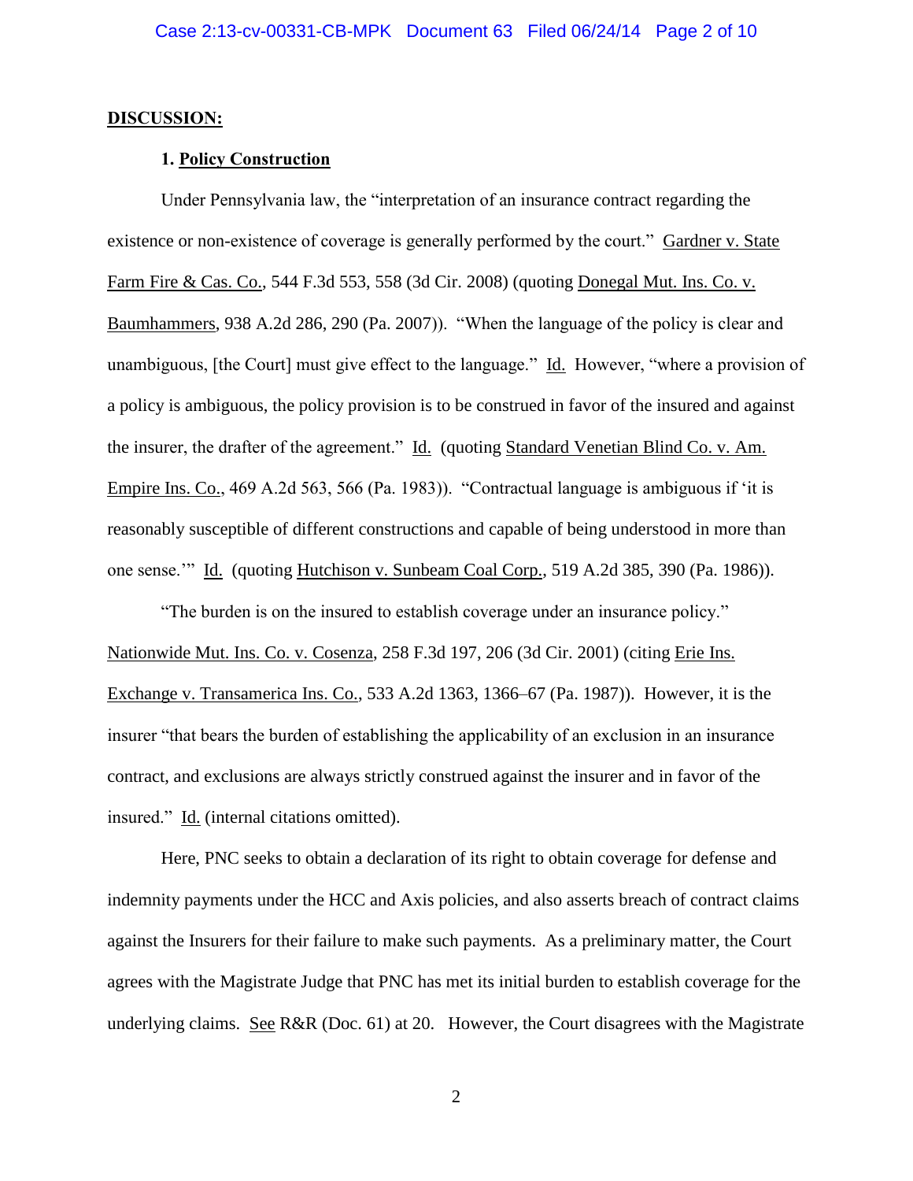**DISCUSSION:**

**1. Policy Construction**

Under Pennsylvania law, the "interpretation of an insurance contract regarding the existence or non-existence of coverage is generally performed by the court." Gardner v. State Farm Fire & Cas. Co., 544 F.3d 553, 558 (3d Cir. 2008) (quoting Donegal Mut. Ins. Co. v. Baumhammers, 938 A.2d 286, 290 (Pa. 2007)). "When the language of the policy is clear and unambiguous, [the Court] must give effect to the language." Id. However, "where a provision of a policy is ambiguous, the policy provision is to be construed in favor of the insured and against the insurer, the drafter of the agreement." Id. (quoting Standard Venetian Blind Co. v. Am. Empire Ins. Co., 469 A.2d 563, 566 (Pa. 1983)). "Contractual language is ambiguous if 'it is reasonably susceptible of different constructions and capable of being understood in more than one sense.'" Id. (quoting Hutchison v. Sunbeam Coal Corp., 519 A.2d 385, 390 (Pa. 1986)).

"The burden is on the insured to establish coverage under an insurance policy." Nationwide Mut. Ins. Co. v. Cosenza, 258 F.3d 197, 206 (3d Cir. 2001) (citing Erie Ins. Exchange v. Transamerica Ins. Co., 533 A.2d 1363, 1366–67 (Pa. 1987)). However, it is the insurer "that bears the burden of establishing the applicability of an exclusion in an insurance contract, and exclusions are always strictly construed against the insurer and in favor of the insured." Id. (internal citations omitted).

Here, PNC seeks to obtain a declaration of its right to obtain coverage for defense and indemnity payments under the HCC and Axis policies, and also asserts breach of contract claims against the Insurers for their failure to make such payments. As a preliminary matter, the Court agrees with the Magistrate Judge that PNC has met its initial burden to establish coverage for the underlying claims. See R&R (Doc. 61) at 20. However, the Court disagrees with the Magistrate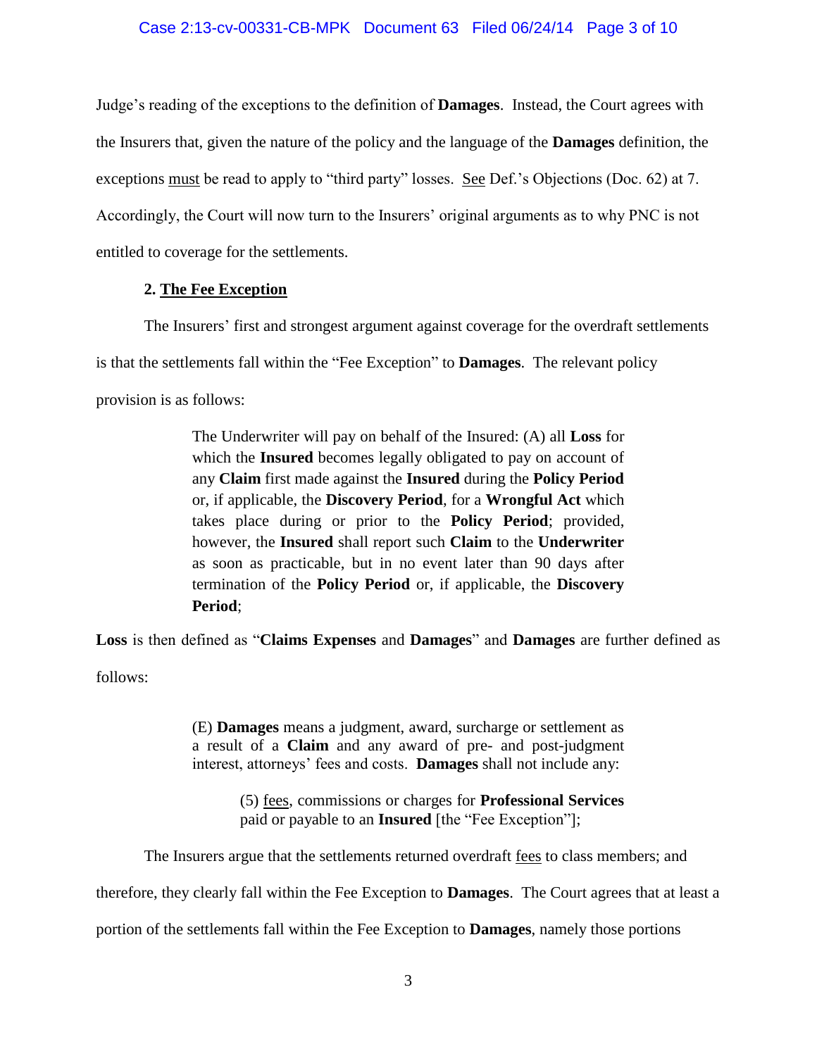Judge's reading of the exceptions to the definition of **Damages**. Instead, the Court agrees with the Insurers that, given the nature of the policy and the language of the **Damages** definition, the exceptions must be read to apply to "third party" losses. See Def.'s Objections (Doc. 62) at 7. Accordingly, the Court will now turn to the Insurers' original arguments as to why PNC is not entitled to coverage for the settlements.

**2. The Fee Exception**

The Insurers' first and strongest argument against coverage for the overdraft settlements is that the settlements fall within the "Fee Exception" to **Damages**. The relevant policy provision is as follows:

> The Underwriter will pay on behalf of the Insured: (A) all **Loss** for which the **Insured** becomes legally obligated to pay on account of any **Claim** first made against the **Insured** during the **Policy Period** or, if applicable, the **Discovery Period**, for a **Wrongful Act** which takes place during or prior to the **Policy Period**; provided, however, the **Insured** shall report such **Claim** to the **Underwriter** as soon as practicable, but in no event later than 90 days after termination of the **Policy Period** or, if applicable, the **Discovery Period**;

**Loss** is then defined as "**Claims Expenses** and **Damages**" and **Damages** are further defined as follows:

> (E) **Damages** means a judgment, award, surcharge or settlement as a result of a **Claim** and any award of pre- and post-judgment interest, attorneys' fees and costs. **Damages** shall not include any:
>
> > (5) fees, commissions or charges for **Professional Services** paid or payable to an **Insured** [the "Fee Exception"];

The Insurers argue that the settlements returned overdraft fees to class members; and therefore, they clearly fall within the Fee Exception to **Damages**. The Court agrees that at least a portion of the settlements fall within the Fee Exception to **Damages**, namely those portions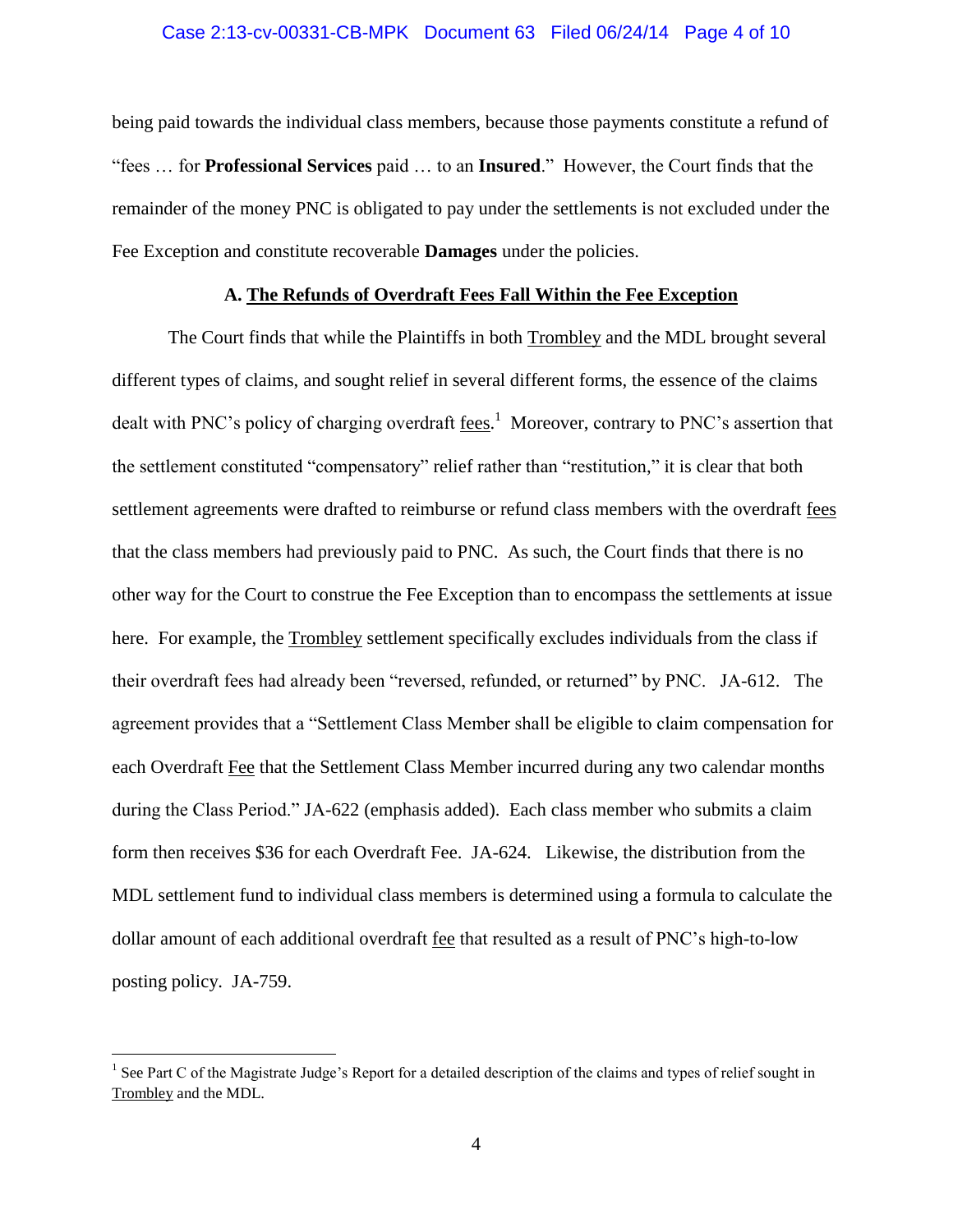being paid towards the individual class members, because those payments constitute a refund of "fees … for **Professional Services** paid … to an **Insured**." However, the Court finds that the remainder of the money PNC is obligated to pay under the settlements is not excluded under the Fee Exception and constitute recoverable **Damages** under the policies.

### A. The Refunds of Overdraft Fees Fall Within the Fee Exception

The Court finds that while the Plaintiffs in both Trombley and the MDL brought several different types of claims, and sought relief in several different forms, the essence of the claims dealt with PNC's policy of charging overdraft fees.[1] Moreover, contrary to PNC's assertion that the settlement constituted "compensatory" relief rather than "restitution," it is clear that both settlement agreements were drafted to reimburse or refund class members with the overdraft fees that the class members had previously paid to PNC. As such, the Court finds that there is no other way for the Court to construe the Fee Exception than to encompass the settlements at issue here. For example, the Trombley settlement specifically excludes individuals from the class if their overdraft fees had already been "reversed, refunded, or returned" by PNC. JA-612. The agreement provides that a "Settlement Class Member shall be eligible to claim compensation for each Overdraft Fee that the Settlement Class Member incurred during any two calendar months during the Class Period." JA-622 (emphasis added). Each class member who submits a claim form then receives $36 for each Overdraft Fee. JA-624. Likewise, the distribution from the MDL settlement fund to individual class members is determined using a formula to calculate the dollar amount of each additional overdraft fee that resulted as a result of PNC's high-to-low posting policy. JA-759.

---

[1] See Part C of the Magistrate Judge's Report for a detailed description of the claims and types of relief sought in Trombley and the MDL.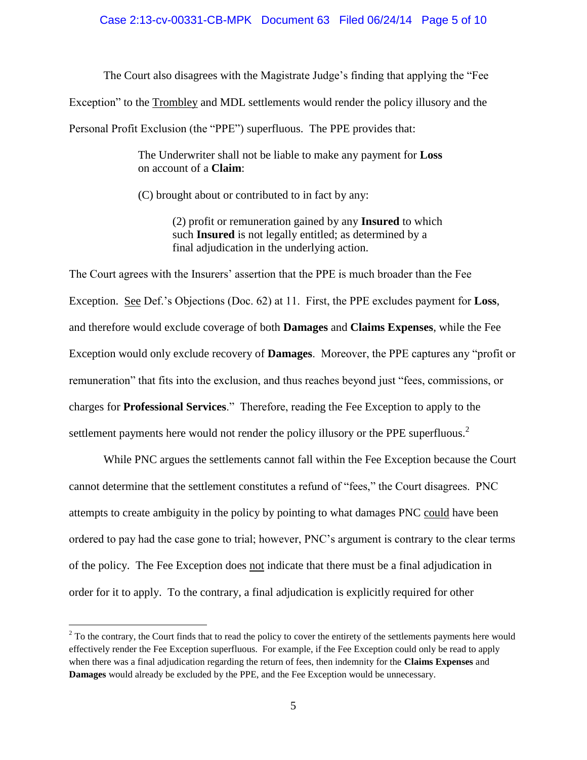The Court also disagrees with the Magistrate Judge's finding that applying the "Fee Exception" to the Trombley and MDL settlements would render the policy illusory and the Personal Profit Exclusion (the "PPE") superfluous. The PPE provides that:

> The Underwriter shall not be liable to make any payment for **Loss** on account of a **Claim**:
>
> (C) brought about or contributed to in fact by any:
>
>> (2) profit or remuneration gained by any **Insured** to which such **Insured** is not legally entitled; as determined by a final adjudication in the underlying action.

The Court agrees with the Insurers' assertion that the PPE is much broader than the Fee Exception. See Def.'s Objections (Doc. 62) at 11. First, the PPE excludes payment for **Loss**, and therefore would exclude coverage of both **Damages** and **Claims Expenses**, while the Fee Exception would only exclude recovery of **Damages**. Moreover, the PPE captures any "profit or remuneration" that fits into the exclusion, and thus reaches beyond just "fees, commissions, or charges for **Professional Services**." Therefore, reading the Fee Exception to apply to the settlement payments here would not render the policy illusory or the PPE superfluous.[2]

While PNC argues the settlements cannot fall within the Fee Exception because the Court cannot determine that the settlement constitutes a refund of "fees," the Court disagrees. PNC attempts to create ambiguity in the policy by pointing to what damages PNC could have been ordered to pay had the case gone to trial; however, PNC's argument is contrary to the clear terms of the policy. The Fee Exception does not indicate that there must be a final adjudication in order for it to apply. To the contrary, a final adjudication is explicitly required for other

[2] To the contrary, the Court finds that to read the policy to cover the entirety of the settlements payments here would effectively render the Fee Exception superfluous. For example, if the Fee Exception could only be read to apply when there was a final adjudication regarding the return of fees, then indemnity for the **Claims Expenses** and **Damages** would already be excluded by the PPE, and the Fee Exception would be unnecessary.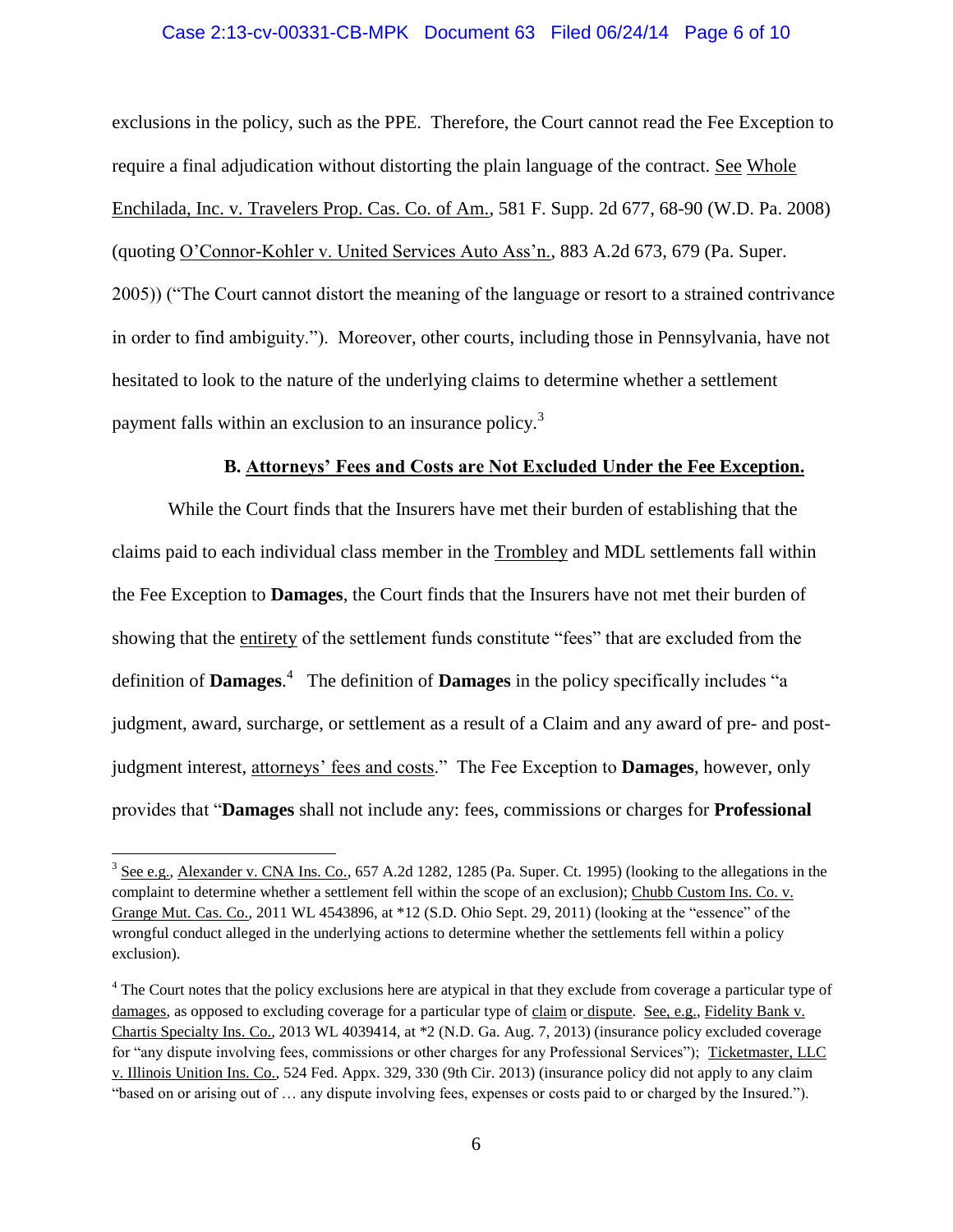exclusions in the policy, such as the PPE. Therefore, the Court cannot read the Fee Exception to require a final adjudication without distorting the plain language of the contract. See Whole Enchilada, Inc. v. Travelers Prop. Cas. Co. of Am., 581 F. Supp. 2d 677, 68-90 (W.D. Pa. 2008) (quoting O'Connor-Kohler v. United Services Auto Ass'n., 883 A.2d 673, 679 (Pa. Super. 2005)) ("The Court cannot distort the meaning of the language or resort to a strained contrivance in order to find ambiguity."). Moreover, other courts, including those in Pennsylvania, have not hesitated to look to the nature of the underlying claims to determine whether a settlement payment falls within an exclusion to an insurance policy.[3]

### B. Attorneys' Fees and Costs are Not Excluded Under the Fee Exception.

While the Court finds that the Insurers have met their burden of establishing that the claims paid to each individual class member in the Trombley and MDL settlements fall within the Fee Exception to **Damages**, the Court finds that the Insurers have not met their burden of showing that the entirety of the settlement funds constitute "fees" that are excluded from the definition of **Damages**.[4] The definition of **Damages** in the policy specifically includes "a judgment, award, surcharge, or settlement as a result of a Claim and any award of pre- and post-judgment interest, attorneys' fees and costs." The Fee Exception to **Damages**, however, only provides that "**Damages** shall not include any: fees, commissions or charges for **Professional**

---

[3] See e.g., Alexander v. CNA Ins. Co., 657 A.2d 1282, 1285 (Pa. Super. Ct. 1995) (looking to the allegations in the complaint to determine whether a settlement fell within the scope of an exclusion); Chubb Custom Ins. Co. v. Grange Mut. Cas. Co., 2011 WL 4543896, at *12 (S.D. Ohio Sept. 29, 2011) (looking at the "essence" of the wrongful conduct alleged in the underlying actions to determine whether the settlements fell within a policy exclusion).

[4] The Court notes that the policy exclusions here are atypical in that they exclude from coverage a particular type of damages, as opposed to excluding coverage for a particular type of claim or dispute. See, e.g., Fidelity Bank v. Chartis Specialty Ins. Co., 2013 WL 4039414, at *2 (N.D. Ga. Aug. 7, 2013) (insurance policy excluded coverage for "any dispute involving fees, commissions or other charges for any Professional Services"); Ticketmaster, LLC v. Illinois Unition Ins. Co., 524 Fed. Appx. 329, 330 (9th Cir. 2013) (insurance policy did not apply to any claim "based on or arising out of … any dispute involving fees, expenses or costs paid to or charged by the Insured.").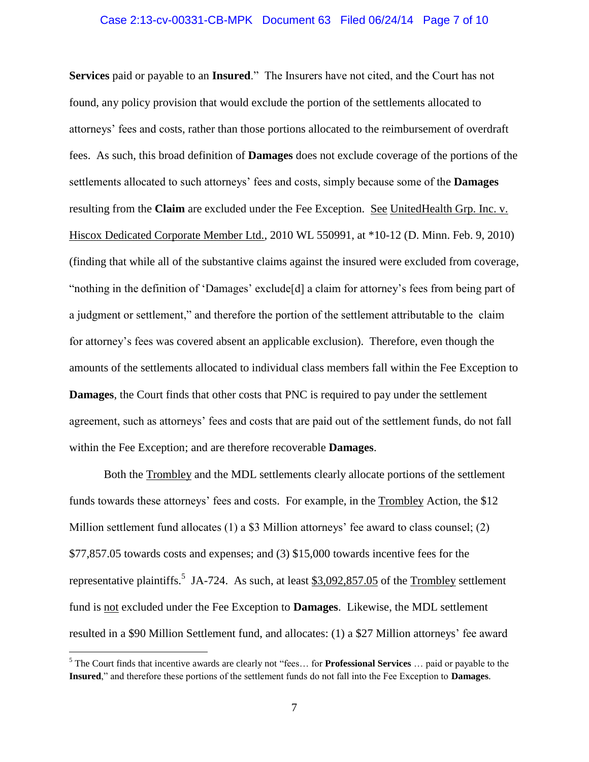**Services** paid or payable to an **Insured**." The Insurers have not cited, and the Court has not found, any policy provision that would exclude the portion of the settlements allocated to attorneys' fees and costs, rather than those portions allocated to the reimbursement of overdraft fees. As such, this broad definition of **Damages** does not exclude coverage of the portions of the settlements allocated to such attorneys' fees and costs, simply because some of the **Damages** resulting from the **Claim** are excluded under the Fee Exception. See UnitedHealth Grp. Inc. v. Hiscox Dedicated Corporate Member Ltd., 2010 WL 550991, at *10-12 (D. Minn. Feb. 9, 2010) (finding that while all of the substantive claims against the insured were excluded from coverage, "nothing in the definition of 'Damages' exclude[d] a claim for attorney's fees from being part of a judgment or settlement," and therefore the portion of the settlement attributable to the claim for attorney's fees was covered absent an applicable exclusion). Therefore, even though the amounts of the settlements allocated to individual class members fall within the Fee Exception to **Damages**, the Court finds that other costs that PNC is required to pay under the settlement agreement, such as attorneys' fees and costs that are paid out of the settlement funds, do not fall within the Fee Exception; and are therefore recoverable **Damages**.

Both the Trombley and the MDL settlements clearly allocate portions of the settlement funds towards these attorneys' fees and costs. For example, in the Trombley Action, the $12 Million settlement fund allocates (1) a $3 Million attorneys' fee award to class counsel; (2) $77,857.05 towards costs and expenses; and (3) $15,000 towards incentive fees for the representative plaintiffs.[5] JA-724. As such, at least $3,092,857.05 of the Trombley settlement fund is not excluded under the Fee Exception to **Damages**. Likewise, the MDL settlement resulted in a $90 Million Settlement fund, and allocates: (1) a $27 Million attorneys' fee award

[5] The Court finds that incentive awards are clearly not "fees… for **Professional Services** … paid or payable to the **Insured**," and therefore these portions of the settlement funds do not fall into the Fee Exception to **Damages**.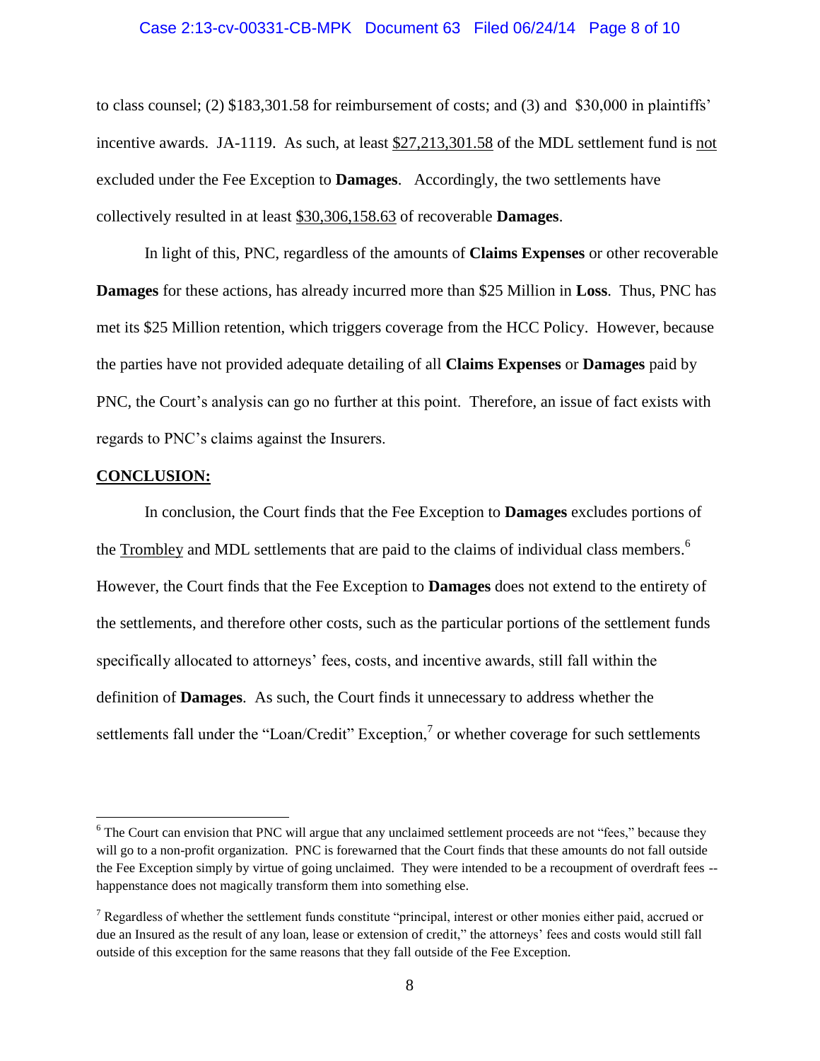to class counsel; (2) $183,301.58 for reimbursement of costs; and (3) and $30,000 in plaintiffs' incentive awards. JA-1119. As such, at least <u>$27,213,301.58</u> of the MDL settlement fund is <u>not</u> excluded under the Fee Exception to **Damages**. Accordingly, the two settlements have collectively resulted in at least <u>$30,306,158.63</u> of recoverable **Damages**.

In light of this, PNC, regardless of the amounts of **Claims Expenses** or other recoverable **Damages** for these actions, has already incurred more than $25 Million in **Loss**. Thus, PNC has met its $25 Million retention, which triggers coverage from the HCC Policy. However, because the parties have not provided adequate detailing of all **Claims Expenses** or **Damages** paid by PNC, the Court's analysis can go no further at this point. Therefore, an issue of fact exists with regards to PNC's claims against the Insurers.

## CONCLUSION:

In conclusion, the Court finds that the Fee Exception to **Damages** excludes portions of the <u>Trombley</u> and MDL settlements that are paid to the claims of individual class members.[6] However, the Court finds that the Fee Exception to **Damages** does not extend to the entirety of the settlements, and therefore other costs, such as the particular portions of the settlement funds specifically allocated to attorneys' fees, costs, and incentive awards, still fall within the definition of **Damages**. As such, the Court finds it unnecessary to address whether the settlements fall under the "Loan/Credit" Exception,[7] or whether coverage for such settlements

---

[6] The Court can envision that PNC will argue that any unclaimed settlement proceeds are not "fees," because they will go to a non-profit organization. PNC is forewarned that the Court finds that these amounts do not fall outside the Fee Exception simply by virtue of going unclaimed. They were intended to be a recoupment of overdraft fees -- happenstance does not magically transform them into something else.

[7] Regardless of whether the settlement funds constitute "principal, interest or other monies either paid, accrued or due an Insured as the result of any loan, lease or extension of credit," the attorneys' fees and costs would still fall outside of this exception for the same reasons that they fall outside of the Fee Exception.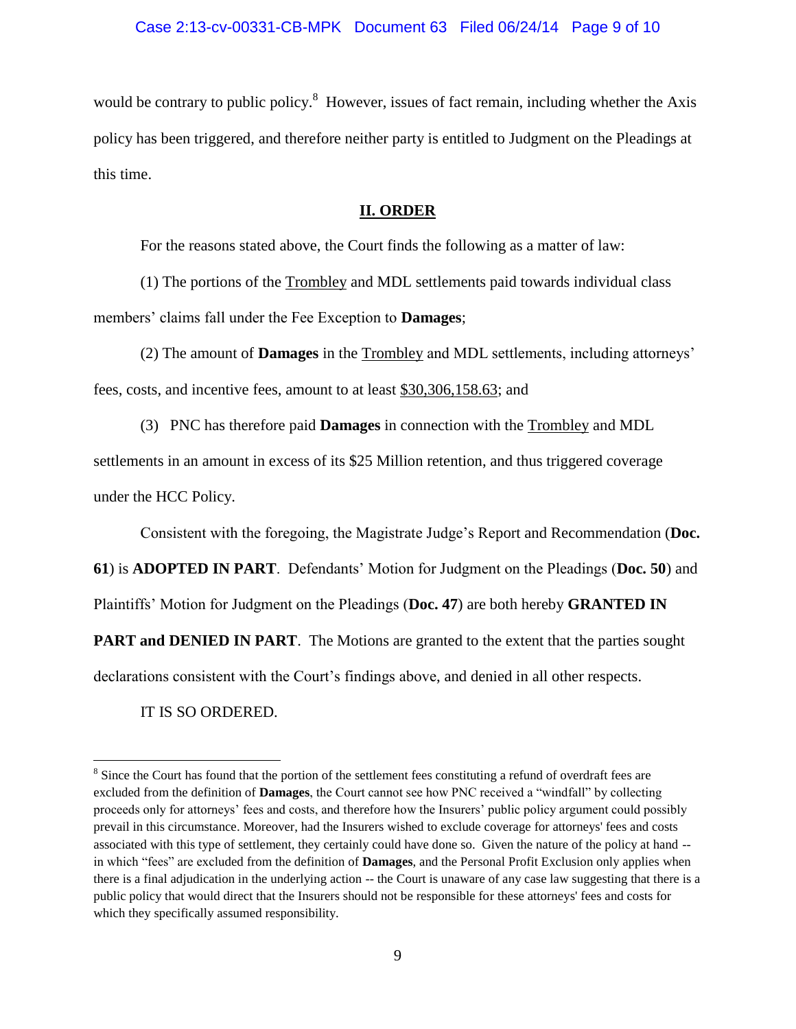would be contrary to public policy.[8] However, issues of fact remain, including whether the Axis policy has been triggered, and therefore neither party is entitled to Judgment on the Pleadings at this time.

## II. ORDER

For the reasons stated above, the Court finds the following as a matter of law:

(1) The portions of the Trombley and MDL settlements paid towards individual class members' claims fall under the Fee Exception to **Damages**;

(2) The amount of **Damages** in the Trombley and MDL settlements, including attorneys' fees, costs, and incentive fees, amount to at least $30,306,158.63; and

(3) PNC has therefore paid **Damages** in connection with the Trombley and MDL settlements in an amount in excess of its $25 Million retention, and thus triggered coverage under the HCC Policy.

Consistent with the foregoing, the Magistrate Judge's Report and Recommendation (**Doc. 61**) is **ADOPTED IN PART**. Defendants' Motion for Judgment on the Pleadings (**Doc. 50**) and Plaintiffs' Motion for Judgment on the Pleadings (**Doc. 47**) are both hereby **GRANTED IN PART and DENIED IN PART**. The Motions are granted to the extent that the parties sought declarations consistent with the Court's findings above, and denied in all other respects.

IT IS SO ORDERED.

---

[8] Since the Court has found that the portion of the settlement fees constituting a refund of overdraft fees are excluded from the definition of **Damages**, the Court cannot see how PNC received a "windfall" by collecting proceeds only for attorneys' fees and costs, and therefore how the Insurers' public policy argument could possibly prevail in this circumstance. Moreover, had the Insurers wished to exclude coverage for attorneys' fees and costs associated with this type of settlement, they certainly could have done so. Given the nature of the policy at hand -- in which "fees" are excluded from the definition of **Damages**, and the Personal Profit Exclusion only applies when there is a final adjudication in the underlying action -- the Court is unaware of any case law suggesting that there is a public policy that would direct that the Insurers should not be responsible for these attorneys' fees and costs for which they specifically assumed responsibility.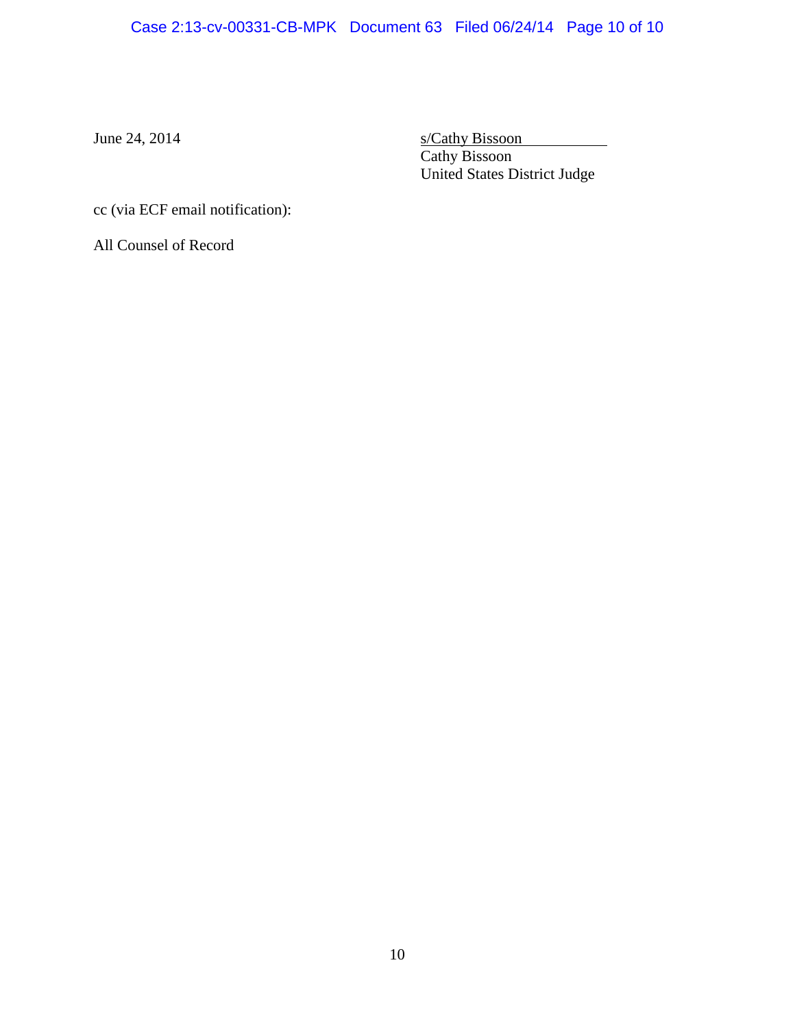June 24, 2014

s/Cathy Bissoon
Cathy Bissoon
United States District Judge

cc (via ECF email notification):

All Counsel of Record